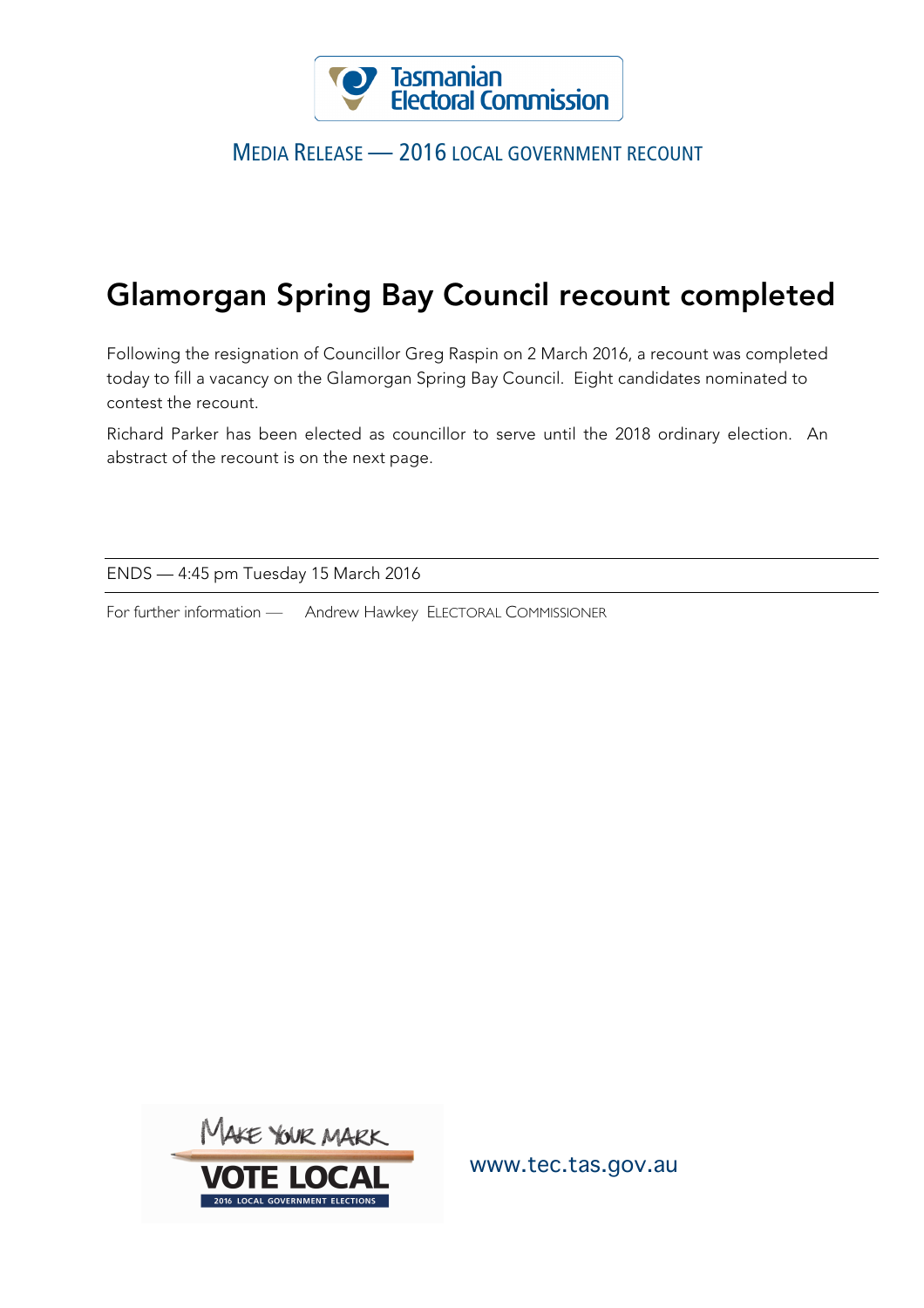Tasmanian Electoral Commission

MEDIA RELEASE — 2016 LOCAL GOVERNMENT RECOUNT

# Glamorgan Spring Bay Council recount completed

Following the resignation of Councillor Greg Raspin on 2 March 2016, a recount was completed today to fill a vacancy on the Glamorgan Spring Bay Council. Eight candidates nominated to contest the recount.

Richard Parker has been elected as councillor to serve until the 2018 ordinary election. An abstract of the recount is on the next page.

---

ENDS — 4:45 pm Tuesday 15 March 2016

---

For further information — Andrew Hawkey ELECTORAL COMMISSIONER

MAKE YOUR MARK
VOTE LOCAL
2016 LOCAL GOVERNMENT ELECTIONS

www.tec.tas.gov.au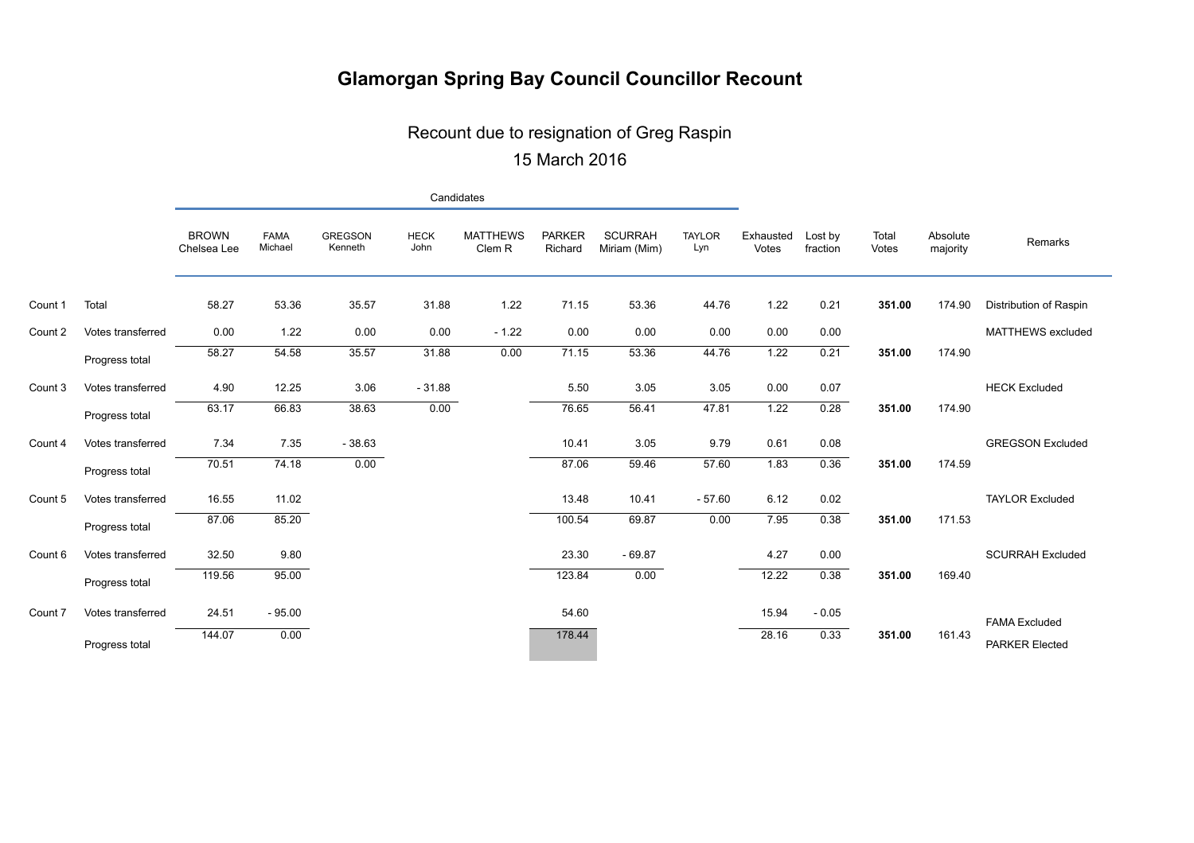# Glamorgan Spring Bay Council Councillor Recount

Recount due to resignation of Greg Raspin

15 March 2016

| | | Candidates | | | | | | | | | | | | |
|---|---|---|---|---|---|---|---|---|---|---|---|---|---|---|
| | | BROWN Chelsea Lee | FAMA Michael | GREGSON Kenneth | HECK John | MATTHEWS Clem R | PARKER Richard | SCURRAH Miriam (Mim) | TAYLOR Lyn | Exhausted Votes | Lost by fraction | Total Votes | Absolute majority | Remarks |
| Count 1 | Total | 58.27 | 53.36 | 35.57 | 31.88 | 1.22 | 71.15 | 53.36 | 44.76 | 1.22 | 0.21 | **351.00** | 174.90 | Distribution of Raspin |
| Count 2 | Votes transferred | 0.00 | 1.22 | 0.00 | 0.00 | - 1.22 | 0.00 | 0.00 | 0.00 | 0.00 | 0.00 | | | MATTHEWS excluded |
| | Progress total | 58.27 | 54.58 | 35.57 | 31.88 | 0.00 | 71.15 | 53.36 | 44.76 | 1.22 | 0.21 | **351.00** | 174.90 | |
| Count 3 | Votes transferred | 4.90 | 12.25 | 3.06 | - 31.88 | | 5.50 | 3.05 | 3.05 | 0.00 | 0.07 | | | HECK Excluded |
| | Progress total | 63.17 | 66.83 | 38.63 | 0.00 | | 76.65 | 56.41 | 47.81 | 1.22 | 0.28 | **351.00** | 174.90 | |
| Count 4 | Votes transferred | 7.34 | 7.35 | - 38.63 | | | 10.41 | 3.05 | 9.79 | 0.61 | 0.08 | | | GREGSON Excluded |
| | Progress total | 70.51 | 74.18 | 0.00 | | | 87.06 | 59.46 | 57.60 | 1.83 | 0.36 | **351.00** | 174.59 | |
| Count 5 | Votes transferred | 16.55 | 11.02 | | | | 13.48 | 10.41 | - 57.60 | 6.12 | 0.02 | | | TAYLOR Excluded |
| | Progress total | 87.06 | 85.20 | | | | 100.54 | 69.87 | 0.00 | 7.95 | 0.38 | **351.00** | 171.53 | |
| Count 6 | Votes transferred | 32.50 | 9.80 | | | | 23.30 | - 69.87 | | 4.27 | 0.00 | | | SCURRAH Excluded |
| | Progress total | 119.56 | 95.00 | | | | 123.84 | 0.00 | | 12.22 | 0.38 | **351.00** | 169.40 | |
| Count 7 | Votes transferred | 24.51 | - 95.00 | | | | 54.60 | | | 15.94 | - 0.05 | | | FAMA Excluded |
| | Progress total | 144.07 | 0.00 | | | | 178.44 | | | 28.16 | 0.33 | **351.00** | 161.43 | PARKER Elected |